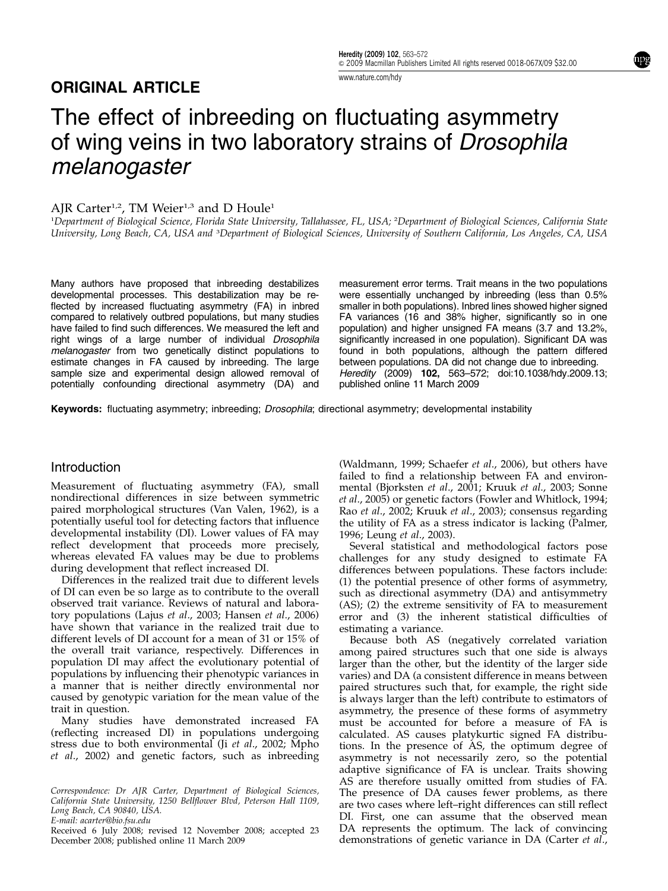## ORIGINAL ARTICLE

# The effect of inbreeding on fluctuating asymmetry of wing veins in two laboratory strains of *Drosophila melanogaster*

AJR Carter[1,2], TM Weier[1,3] and D Houle[1]

[1]Department of Biological Science, Florida State University, Tallahassee, FL, USA; [2]Department of Biological Sciences, California State University, Long Beach, CA, USA and [3]Department of Biological Sciences, University of Southern California, Los Angeles, CA, USA

Many authors have proposed that inbreeding destabilizes developmental processes. This destabilization may be reflected by increased fluctuating asymmetry (FA) in inbred compared to relatively outbred populations, but many studies have failed to find such differences. We measured the left and right wings of a large number of individual *Drosophila melanogaster* from two genetically distinct populations to estimate changes in FA caused by inbreeding. The large sample size and experimental design allowed removal of potentially confounding directional asymmetry (DA) and measurement error terms. Trait means in the two populations were essentially unchanged by inbreeding (less than 0.5% smaller in both populations). Inbred lines showed higher signed FA variances (16 and 38% higher, significantly so in one population) and higher unsigned FA means (3.7 and 13.2%, significantly increased in one population). Significant DA was found in both populations, although the pattern differed between populations. DA did not change due to inbreeding.
*Heredity* (2009) **102,** 563–572; doi:10.1038/hdy.2009.13; published online 11 March 2009

**Keywords:** fluctuating asymmetry; inbreeding; *Drosophila*; directional asymmetry; developmental instability

## Introduction

Measurement of fluctuating asymmetry (FA), small nondirectional differences in size between symmetric paired morphological structures (Van Valen, 1962), is a potentially useful tool for detecting factors that influence developmental instability (DI). Lower values of FA may reflect development that proceeds more precisely, whereas elevated FA values may be due to problems during development that reflect increased DI.

Differences in the realized trait due to different levels of DI can even be so large as to contribute to the overall observed trait variance. Reviews of natural and laboratory populations (Lajus *et al*., 2003; Hansen *et al*., 2006) have shown that variance in the realized trait due to different levels of DI account for a mean of 31 or 15% of the overall trait variance, respectively. Differences in population DI may affect the evolutionary potential of populations by influencing their phenotypic variances in a manner that is neither directly environmental nor caused by genotypic variation for the mean value of the trait in question.

Many studies have demonstrated increased FA (reflecting increased DI) in populations undergoing stress due to both environmental (Ji *et al*., 2002; Mpho *et al*., 2002) and genetic factors, such as inbreeding (Waldmann, 1999; Schaefer *et al*., 2006), but others have failed to find a relationship between FA and environmental (Bjorksten *et al*., 2001; Kruuk *et al*., 2003; Sonne *et al*., 2005) or genetic factors (Fowler and Whitlock, 1994; Rao *et al*., 2002; Kruuk *et al*., 2003); consensus regarding the utility of FA as a stress indicator is lacking (Palmer, 1996; Leung *et al*., 2003).

Several statistical and methodological factors pose challenges for any study designed to estimate FA differences between populations. These factors include: (1) the potential presence of other forms of asymmetry, such as directional asymmetry (DA) and antisymmetry (AS); (2) the extreme sensitivity of FA to measurement error and (3) the inherent statistical difficulties of estimating a variance.

Because both AS (negatively correlated variation among paired structures such that one side is always larger than the other, but the identity of the larger side varies) and DA (a consistent difference in means between paired structures such that, for example, the right side is always larger than the left) contribute to estimators of asymmetry, the presence of these forms of asymmetry must be accounted for before a measure of FA is calculated. AS causes platykurtic signed FA distributions. In the presence of AS, the optimum degree of asymmetry is not necessarily zero, so the potential adaptive significance of FA is unclear. Traits showing AS are therefore usually omitted from studies of FA. The presence of DA causes fewer problems, as there are two cases where left–right differences can still reflect DI. First, one can assume that the observed mean DA represents the optimum. The lack of convincing demonstrations of genetic variance in DA (Carter *et al*.,

Correspondence: Dr AJR Carter, Department of Biological Sciences, California State University, 1250 Bellflower Blvd, Peterson Hall 1109, Long Beach, CA 90840, USA.
E-mail: acarter@bio.fsu.edu

Received 6 July 2008; revised 12 November 2008; accepted 23 December 2008; published online 11 March 2009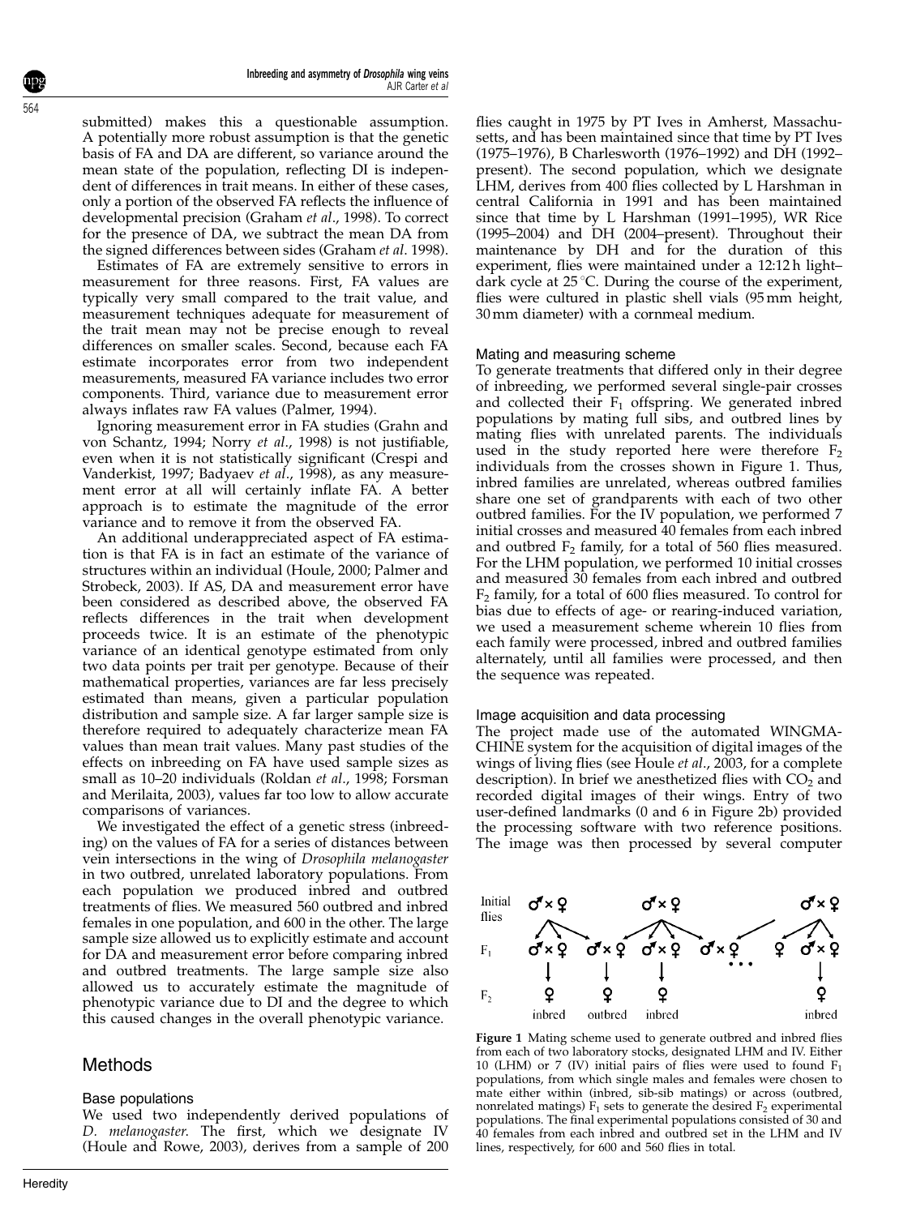submitted) makes this a questionable assumption. A potentially more robust assumption is that the genetic basis of FA and DA are different, so variance around the mean state of the population, reflecting DI is independent of differences in trait means. In either of these cases, only a portion of the observed FA reflects the influence of developmental precision (Graham *et al*., 1998). To correct for the presence of DA, we subtract the mean DA from the signed differences between sides (Graham *et al*. 1998).

Estimates of FA are extremely sensitive to errors in measurement for three reasons. First, FA values are typically very small compared to the trait value, and measurement techniques adequate for measurement of the trait mean may not be precise enough to reveal differences on smaller scales. Second, because each FA estimate incorporates error from two independent measurements, measured FA variance includes two error components. Third, variance due to measurement error always inflates raw FA values (Palmer, 1994).

Ignoring measurement error in FA studies (Grahn and von Schantz, 1994; Norry *et al*., 1998) is not justifiable, even when it is not statistically significant (Crespi and Vanderkist, 1997; Badyaev *et al*., 1998), as any measurement error at all will certainly inflate FA. A better approach is to estimate the magnitude of the error variance and to remove it from the observed FA.

An additional underappreciated aspect of FA estimation is that FA is in fact an estimate of the variance of structures within an individual (Houle, 2000; Palmer and Strobeck, 2003). If AS, DA and measurement error have been considered as described above, the observed FA reflects differences in the trait when development proceeds twice. It is an estimate of the phenotypic variance of an identical genotype estimated from only two data points per trait per genotype. Because of their mathematical properties, variances are far less precisely estimated than means, given a particular population distribution and sample size. A far larger sample size is therefore required to adequately characterize mean FA values than mean trait values. Many past studies of the effects on inbreeding on FA have used sample sizes as small as 10–20 individuals (Roldan *et al*., 1998; Forsman and Merilaita, 2003), values far too low to allow accurate comparisons of variances.

We investigated the effect of a genetic stress (inbreeding) on the values of FA for a series of distances between vein intersections in the wing of *Drosophila melanogaster* in two outbred, unrelated laboratory populations. From each population we produced inbred and outbred treatments of flies. We measured 560 outbred and inbred females in one population, and 600 in the other. The large sample size allowed us to explicitly estimate and account for DA and measurement error before comparing inbred and outbred treatments. The large sample size also allowed us to accurately estimate the magnitude of phenotypic variance due to DI and the degree to which this caused changes in the overall phenotypic variance.

## Methods

### Base populations

We used two independently derived populations of *D. melanogaster*. The first, which we designate IV (Houle and Rowe, 2003), derives from a sample of 200 flies caught in 1975 by PT Ives in Amherst, Massachusetts, and has been maintained since that time by PT Ives (1975–1976), B Charlesworth (1976–1992) and DH (1992–present). The second population, which we designate LHM, derives from 400 flies collected by L Harshman in central California in 1991 and has been maintained since that time by L Harshman (1991–1995), WR Rice (1995–2004) and DH (2004–present). Throughout their maintenance by DH and for the duration of this experiment, flies were maintained under a 12:12 h light–dark cycle at 25°C. During the course of the experiment, flies were cultured in plastic shell vials (95 mm height, 30 mm diameter) with a cornmeal medium.

### Mating and measuring scheme

To generate treatments that differed only in their degree of inbreeding, we performed several single-pair crosses and collected their $F_1$ offspring. We generated inbred populations by mating full sibs, and outbred lines by mating flies with unrelated parents. The individuals used in the study reported here were therefore $F_2$ individuals from the crosses shown in Figure 1. Thus, inbred families are unrelated, whereas outbred families share one set of grandparents with each of two other outbred families. For the IV population, we performed 7 initial crosses and measured 40 females from each inbred and outbred $F_2$ family, for a total of 560 flies measured. For the LHM population, we performed 10 initial crosses and measured 30 females from each inbred and outbred $F_2$ family, for a total of 600 flies measured. To control for bias due to effects of age- or rearing-induced variation, we used a measurement scheme wherein 10 flies from each family were processed, inbred and outbred families alternately, until all families were processed, and then the sequence was repeated.

### Image acquisition and data processing

The project made use of the automated WINGMACHINE system for the acquisition of digital images of the wings of living flies (see Houle *et al*., 2003, for a complete description). In brief we anesthetized flies with $CO_2$ and recorded digital images of their wings. Entry of two user-defined landmarks (0 and 6 in Figure 2b) provided the processing software with two reference positions. The image was then processed by several computer

**Figure 1** Mating scheme used to generate outbred and inbred flies from each of two laboratory stocks, designated LHM and IV. Either 10 (LHM) or 7 (IV) initial pairs of flies were used to found $F_1$ populations, from which single males and females were chosen to mate either within (inbred, sib-sib matings) or across (outbred, nonrelated matings) $F_1$ sets to generate the desired $F_2$ experimental populations. The final experimental populations consisted of 30 and 40 females from each inbred and outbred set in the LHM and IV lines, respectively, for 600 and 560 flies in total.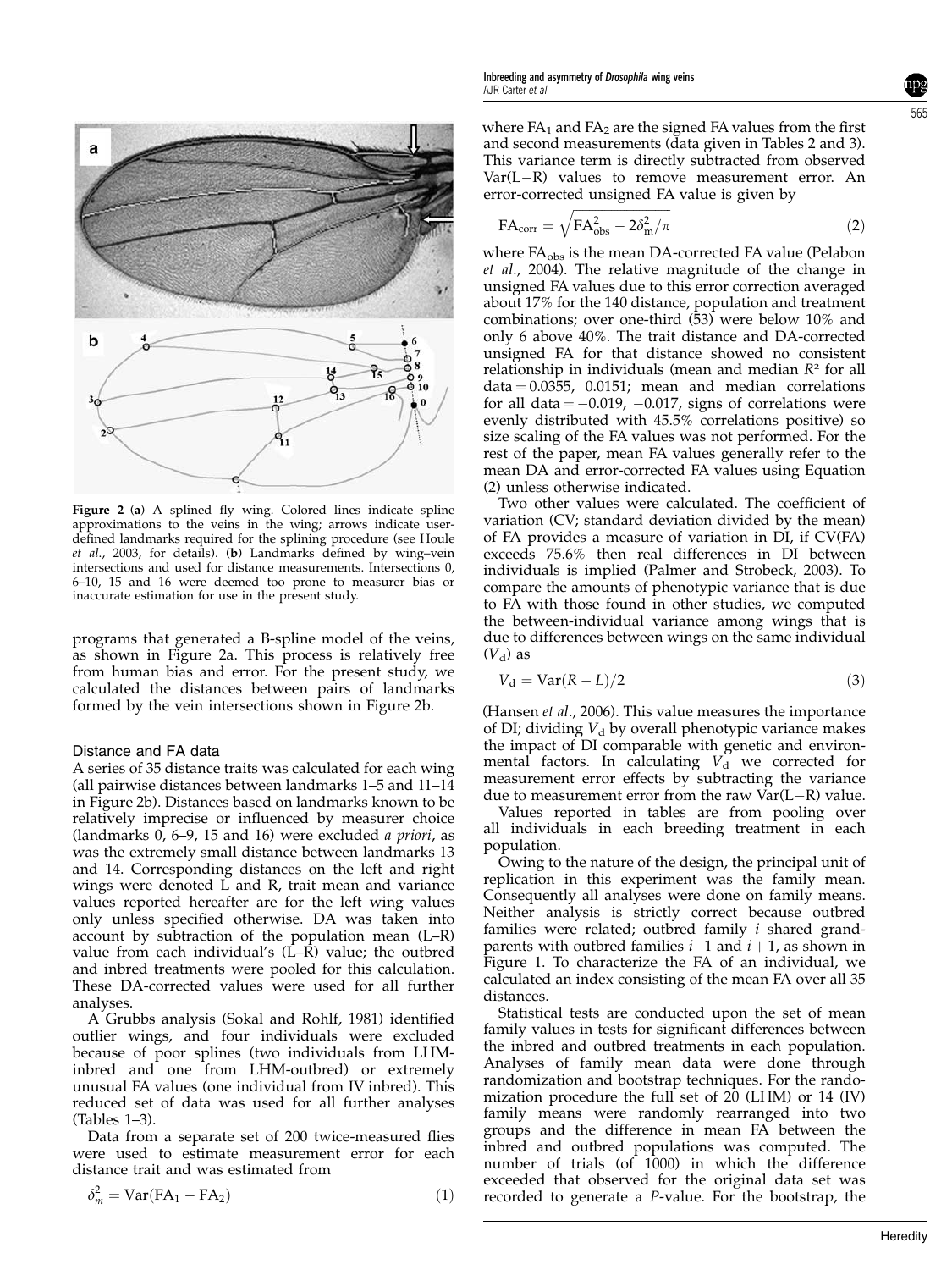Figure 2 (a) A splined fly wing. Colored lines indicate spline approximations to the veins in the wing; arrows indicate user-defined landmarks required for the splining procedure (see Houle *et al*., 2003, for details). (b) Landmarks defined by wing–vein intersections and used for distance measurements. Intersections 0, 6–10, 15 and 16 were deemed too prone to measurer bias or inaccurate estimation for use in the present study.

programs that generated a B-spline model of the veins, as shown in Figure 2a. This process is relatively free from human bias and error. For the present study, we calculated the distances between pairs of landmarks formed by the vein intersections shown in Figure 2b.

### Distance and FA data

A series of 35 distance traits was calculated for each wing (all pairwise distances between landmarks 1–5 and 11–14 in Figure 2b). Distances based on landmarks known to be relatively imprecise or influenced by measurer choice (landmarks 0, 6–9, 15 and 16) were excluded *a priori*, as was the extremely small distance between landmarks 13 and 14. Corresponding distances on the left and right wings were denoted L and R, trait mean and variance values reported hereafter are for the left wing values only unless specified otherwise. DA was taken into account by subtraction of the population mean (L–R) value from each individual's (L–R) value; the outbred and inbred treatments were pooled for this calculation. These DA-corrected values were used for all further analyses.

A Grubbs analysis (Sokal and Rohlf, 1981) identified outlier wings, and four individuals were excluded because of poor splines (two individuals from LHM-inbred and one from LHM-outbred) or extremely unusual FA values (one individual from IV inbred). This reduced set of data was used for all further analyses (Tables 1–3).

Data from a separate set of 200 twice-measured flies were used to estimate measurement error for each distance trait and was estimated from

$$\delta_m^2 = \mathrm{Var}(\mathrm{FA}_1 - \mathrm{FA}_2) \quad (1)$$

where $\mathrm{FA}_1$ and $\mathrm{FA}_2$ are the signed FA values from the first and second measurements (data given in Tables 2 and 3). This variance term is directly subtracted from observed Var(L−R) values to remove measurement error. An error-corrected unsigned FA value is given by

$$\mathrm{FA}_{\mathrm{corr}} = \sqrt{\mathrm{FA}_{\mathrm{obs}}^2 - 2\delta_{\mathrm{m}}^2/\pi} \quad (2)$$

where $\mathrm{FA}_{\mathrm{obs}}$ is the mean DA-corrected FA value (Pelabon *et al*., 2004). The relative magnitude of the change in unsigned FA values due to this error correction averaged about 17% for the 140 distance, population and treatment combinations; over one-third (53) were below 10% and only 6 above 40%. The trait distance and DA-corrected unsigned FA for that distance showed no consistent relationship in individuals (mean and median $R^2$ for all data = 0.0355, 0.0151; mean and median correlations for all data = −0.019, −0.017, signs of correlations were evenly distributed with 45.5% correlations positive) so size scaling of the FA values was not performed. For the rest of the paper, mean FA values generally refer to the mean DA and error-corrected FA values using Equation (2) unless otherwise indicated.

Two other values were calculated. The coefficient of variation (CV; standard deviation divided by the mean) of FA provides a measure of variation in DI, if CV(FA) exceeds 75.6% then real differences in DI between individuals is implied (Palmer and Strobeck, 2003). To compare the amounts of phenotypic variance that is due to FA with those found in other studies, we computed the between-individual variance among wings that is due to differences between wings on the same individual ($V_{\mathrm{d}}$) as

$$V_{\mathrm{d}} = \mathrm{Var}(R - L)/2 \quad (3)$$

(Hansen *et al*., 2006). This value measures the importance of DI; dividing $V_{\mathrm{d}}$ by overall phenotypic variance makes the impact of DI comparable with genetic and environmental factors. In calculating $V_{\mathrm{d}}$ we corrected for measurement error effects by subtracting the variance due to measurement error from the raw Var(L−R) value.

Values reported in tables are from pooling over all individuals in each breeding treatment in each population.

Owing to the nature of the design, the principal unit of replication in this experiment was the family mean. Consequently all analyses were done on family means. Neither analysis is strictly correct because outbred families were related; outbred family $i$ shared grandparents with outbred families $i-1$ and $i+1$, as shown in Figure 1. To characterize the FA of an individual, we calculated an index consisting of the mean FA over all 35 distances.

Statistical tests are conducted upon the set of mean family values in tests for significant differences between the inbred and outbred treatments in each population. Analyses of family mean data were done through randomization and bootstrap techniques. For the randomization procedure the full set of 20 (LHM) or 14 (IV) family means were randomly rearranged into two groups and the difference in mean FA between the inbred and outbred populations was computed. The number of trials (of 1000) in which the difference exceeded that observed for the original data set was recorded to generate a *P*-value. For the bootstrap, the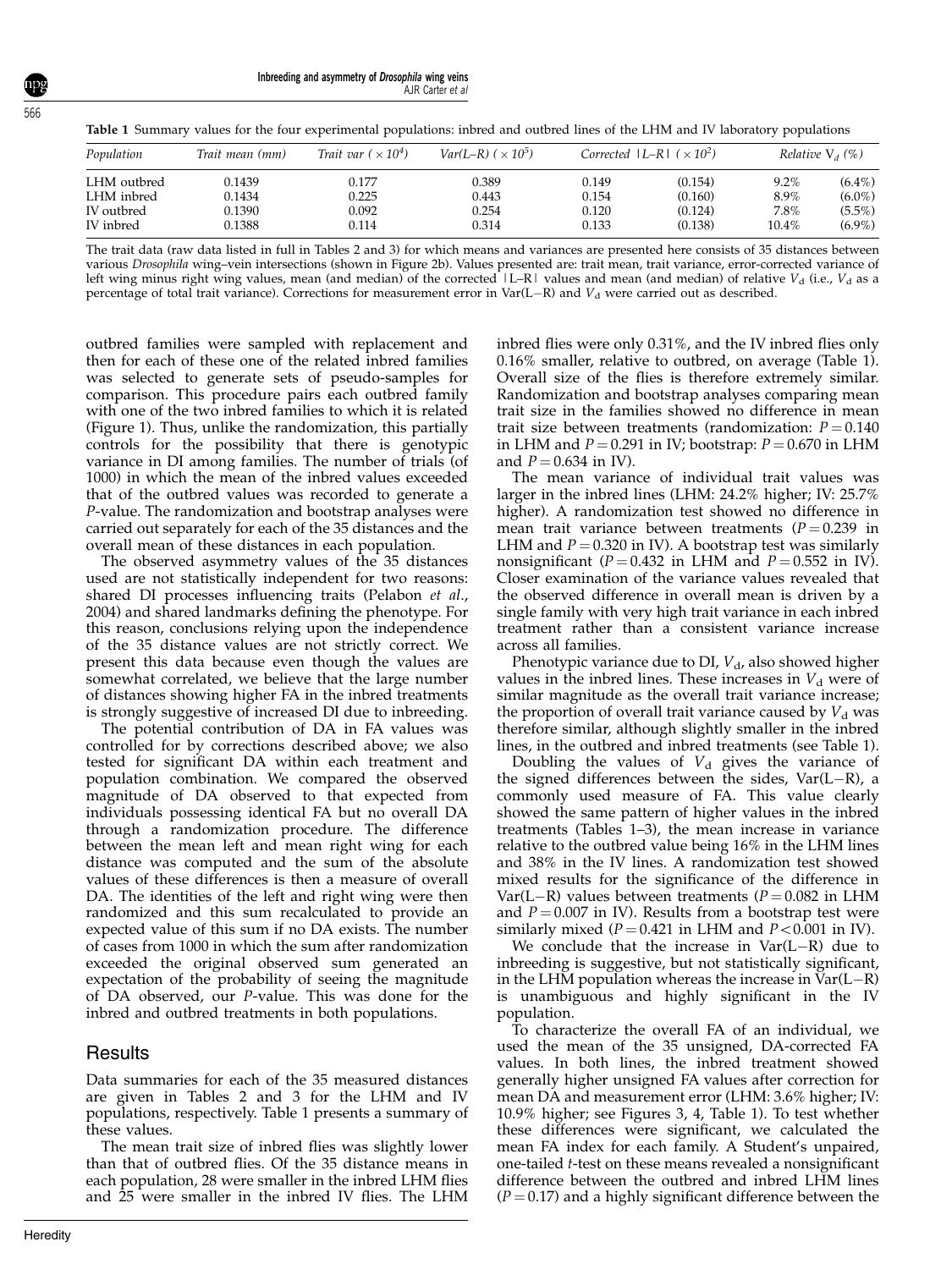**Table 1** Summary values for the four experimental populations: inbred and outbred lines of the LHM and IV laboratory populations

| Population | Trait mean (mm) | Trait var ($\times 10^4$) | Var(L–R) ($\times 10^5$) | Corrected \|L–R\| ($\times 10^2$) | | Relative $V_d$ (%) | |
|---|---|---|---|---|---|---|---|
| LHM outbred | 0.1439 | 0.177 | 0.389 | 0.149 | (0.154) | 9.2% | (6.4%) |
| LHM inbred | 0.1434 | 0.225 | 0.443 | 0.154 | (0.160) | 8.9% | (6.0%) |
| IV outbred | 0.1390 | 0.092 | 0.254 | 0.120 | (0.124) | 7.8% | (5.5%) |
| IV inbred | 0.1388 | 0.114 | 0.314 | 0.133 | (0.138) | 10.4% | (6.9%) |

The trait data (raw data listed in full in Tables 2 and 3) for which means and variances are presented here consists of 35 distances between various *Drosophila* wing–vein intersections (shown in Figure 2b). Values presented are: trait mean, trait variance, error-corrected variance of left wing minus right wing values, mean (and median) of the corrected |L–R| values and mean (and median) of relative $V_d$ (i.e., $V_d$ as a percentage of total trait variance). Corrections for measurement error in Var(L−R) and $V_d$ were carried out as described.

outbred families were sampled with replacement and then for each of these one of the related inbred families was selected to generate sets of pseudo-samples for comparison. This procedure pairs each outbred family with one of the two inbred families to which it is related (Figure 1). Thus, unlike the randomization, this partially controls for the possibility that there is genotypic variance in DI among families. The number of trials (of 1000) in which the mean of the inbred values exceeded that of the outbred values was recorded to generate a *P*-value. The randomization and bootstrap analyses were carried out separately for each of the 35 distances and the overall mean of these distances in each population.

The observed asymmetry values of the 35 distances used are not statistically independent for two reasons: shared DI processes influencing traits (Pelabon *et al*., 2004) and shared landmarks defining the phenotype. For this reason, conclusions relying upon the independence of the 35 distance values are not strictly correct. We present this data because even though the values are somewhat correlated, we believe that the large number of distances showing higher FA in the inbred treatments is strongly suggestive of increased DI due to inbreeding.

The potential contribution of DA in FA values was controlled for by corrections described above; we also tested for significant DA within each treatment and population combination. We compared the observed magnitude of DA observed to that expected from individuals possessing identical FA but no overall DA through a randomization procedure. The difference between the mean left and mean right wing for each distance was computed and the sum of the absolute values of these differences is then a measure of overall DA. The identities of the left and right wing were then randomized and this sum recalculated to provide an expected value of this sum if no DA exists. The number of cases from 1000 in which the sum after randomization exceeded the original observed sum generated an expectation of the probability of seeing the magnitude of DA observed, our *P*-value. This was done for the inbred and outbred treatments in both populations.

## Results

Data summaries for each of the 35 measured distances are given in Tables 2 and 3 for the LHM and IV populations, respectively. Table 1 presents a summary of these values.

The mean trait size of inbred flies was slightly lower than that of outbred flies. Of the 35 distance means in each population, 28 were smaller in the inbred LHM flies and 25 were smaller in the inbred IV flies. The LHM inbred flies were only 0.31%, and the IV inbred flies only 0.16% smaller, relative to outbred, on average (Table 1). Overall size of the flies is therefore extremely similar. Randomization and bootstrap analyses comparing mean trait size in the families showed no difference in mean trait size between treatments (randomization: $P = 0.140$ in LHM and $P = 0.291$ in IV; bootstrap: $P = 0.670$ in LHM and $P = 0.634$ in IV).

The mean variance of individual trait values was larger in the inbred lines (LHM: 24.2% higher; IV: 25.7% higher). A randomization test showed no difference in mean trait variance between treatments ($P = 0.239$ in LHM and $P = 0.320$ in IV). A bootstrap test was similarly nonsignificant ($P = 0.432$ in LHM and $P = 0.552$ in IV). Closer examination of the variance values revealed that the observed difference in overall mean is driven by a single family with very high trait variance in each inbred treatment rather than a consistent variance increase across all families.

Phenotypic variance due to DI, $V_d$, also showed higher values in the inbred lines. These increases in $V_d$ were of similar magnitude as the overall trait variance increase; the proportion of overall trait variance caused by $V_d$ was therefore similar, although slightly smaller in the inbred lines, in the outbred and inbred treatments (see Table 1).

Doubling the values of $V_d$ gives the variance of the signed differences between the sides, Var(L−R), a commonly used measure of FA. This value clearly showed the same pattern of higher values in the inbred treatments (Tables 1–3), the mean increase in variance relative to the outbred value being 16% in the LHM lines and 38% in the IV lines. A randomization test showed mixed results for the significance of the difference in Var(L−R) values between treatments ($P = 0.082$ in LHM and $P = 0.007$ in IV). Results from a bootstrap test were similarly mixed ($P = 0.421$ in LHM and $P < 0.001$ in IV).

We conclude that the increase in Var(L−R) due to inbreeding is suggestive, but not statistically significant, in the LHM population whereas the increase in Var(L−R) is unambiguous and highly significant in the IV population.

To characterize the overall FA of an individual, we used the mean of the 35 unsigned, DA-corrected FA values. In both lines, the inbred treatment showed generally higher unsigned FA values after correction for mean DA and measurement error (LHM: 3.6% higher; IV: 10.9% higher; see Figures 3, 4, Table 1). To test whether these differences were significant, we calculated the mean FA index for each family. A Student's unpaired, one-tailed *t*-test on these means revealed a nonsignificant difference between the outbred and inbred LHM lines ($P = 0.17$) and a highly significant difference between the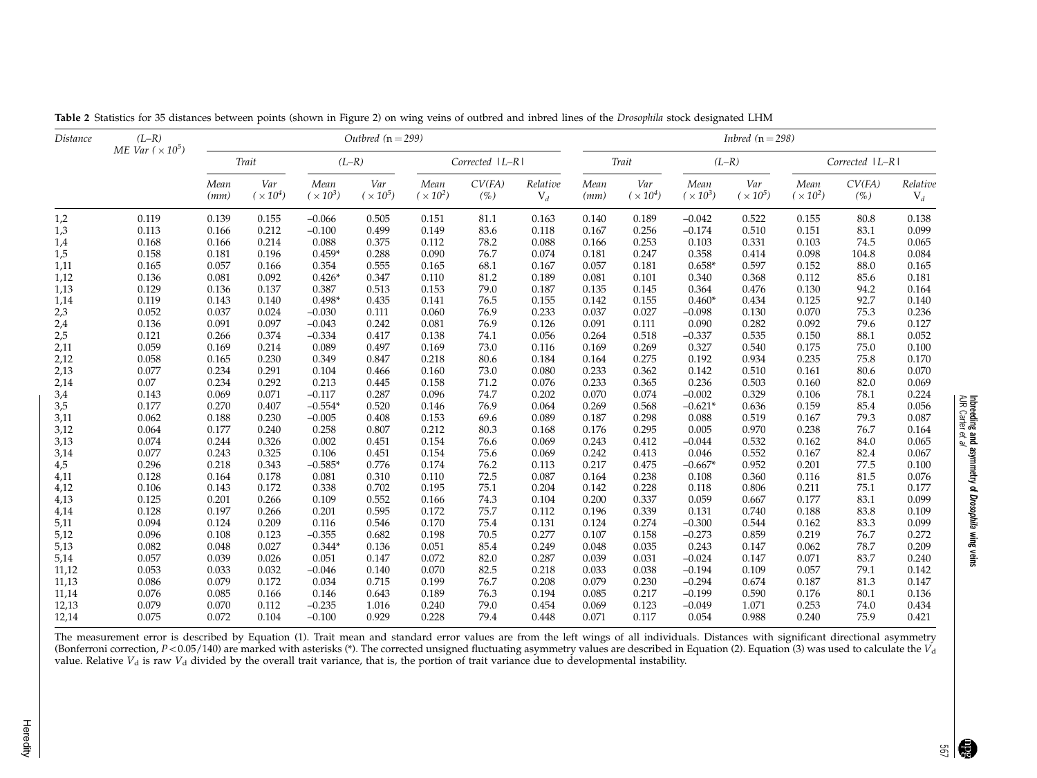**Table 2** Statistics for 35 distances between points (shown in Figure 2) on wing veins of outbred and inbred lines of the *Drosophila* stock designated LHM

| Distance | (L–R) ME Var (×10[5]) | Outbred (n = 299) | | | | | | | Inbred (n = 298) | | | | | | |
|---|---|---|---|---|---|---|---|---|---|---|---|---|---|---|---|
| | | Trait | | (L–R) | | Corrected \|L–R\| | | | Trait | | (L–R) | | Corrected \|L–R\| | | |
| | | Mean (mm) | Var (×10[4]) | Mean (×10[3]) | Var (×10[5]) | Mean (×10[2]) | CV(FA) (%) | Relative $V_d$ | Mean (mm) | Var (×10[4]) | Mean (×10[3]) | Var (×10[5]) | Mean (×10[2]) | CV(FA) (%) | Relative $V_d$ |
| 1,2 | 0.119 | 0.139 | 0.155 | –0.066 | 0.505 | 0.151 | 81.1 | 0.163 | 0.140 | 0.189 | –0.042 | 0.522 | 0.155 | 80.8 | 0.138 |
| 1,3 | 0.113 | 0.166 | 0.212 | –0.100 | 0.499 | 0.149 | 83.6 | 0.118 | 0.167 | 0.256 | –0.174 | 0.510 | 0.151 | 83.1 | 0.099 |
| 1,4 | 0.168 | 0.166 | 0.214 | 0.088 | 0.375 | 0.112 | 78.2 | 0.088 | 0.166 | 0.253 | 0.103 | 0.331 | 0.103 | 74.5 | 0.065 |
| 1,5 | 0.158 | 0.181 | 0.196 | 0.459* | 0.288 | 0.090 | 76.7 | 0.074 | 0.181 | 0.247 | 0.358 | 0.414 | 0.098 | 104.8 | 0.084 |
| 1,11 | 0.165 | 0.057 | 0.166 | 0.354 | 0.555 | 0.165 | 68.1 | 0.167 | 0.057 | 0.181 | 0.658* | 0.597 | 0.152 | 88.0 | 0.165 |
| 1,12 | 0.136 | 0.081 | 0.092 | 0.426* | 0.347 | 0.110 | 81.2 | 0.189 | 0.081 | 0.101 | 0.340 | 0.368 | 0.112 | 85.6 | 0.181 |
| 1,13 | 0.129 | 0.136 | 0.137 | 0.387 | 0.513 | 0.153 | 79.0 | 0.187 | 0.135 | 0.145 | 0.364 | 0.476 | 0.130 | 94.2 | 0.164 |
| 1,14 | 0.119 | 0.143 | 0.140 | 0.498* | 0.435 | 0.141 | 76.5 | 0.155 | 0.142 | 0.155 | 0.460* | 0.434 | 0.125 | 92.7 | 0.140 |
| 2,3 | 0.052 | 0.037 | 0.024 | –0.030 | 0.111 | 0.060 | 76.9 | 0.233 | 0.037 | 0.027 | –0.098 | 0.130 | 0.070 | 75.3 | 0.236 |
| 2,4 | 0.136 | 0.091 | 0.097 | –0.043 | 0.242 | 0.081 | 76.9 | 0.126 | 0.091 | 0.111 | 0.090 | 0.282 | 0.092 | 79.6 | 0.127 |
| 2,5 | 0.121 | 0.266 | 0.374 | –0.334 | 0.417 | 0.138 | 74.1 | 0.056 | 0.264 | 0.518 | –0.337 | 0.535 | 0.150 | 88.1 | 0.052 |
| 2,11 | 0.059 | 0.169 | 0.214 | 0.089 | 0.497 | 0.169 | 73.0 | 0.116 | 0.169 | 0.269 | 0.327 | 0.540 | 0.175 | 75.0 | 0.100 |
| 2,12 | 0.058 | 0.165 | 0.230 | 0.349 | 0.847 | 0.218 | 80.6 | 0.184 | 0.164 | 0.275 | 0.192 | 0.934 | 0.235 | 75.8 | 0.170 |
| 2,13 | 0.077 | 0.234 | 0.291 | 0.104 | 0.466 | 0.160 | 73.0 | 0.080 | 0.233 | 0.362 | 0.142 | 0.510 | 0.161 | 80.6 | 0.070 |
| 2,14 | 0.07 | 0.234 | 0.292 | 0.213 | 0.445 | 0.158 | 71.2 | 0.076 | 0.233 | 0.365 | 0.236 | 0.503 | 0.160 | 82.0 | 0.069 |
| 3,4 | 0.143 | 0.069 | 0.071 | –0.117 | 0.287 | 0.096 | 74.7 | 0.202 | 0.070 | 0.074 | –0.002 | 0.329 | 0.106 | 78.1 | 0.224 |
| 3,5 | 0.177 | 0.270 | 0.407 | –0.554* | 0.520 | 0.146 | 76.9 | 0.064 | 0.269 | 0.568 | –0.621* | 0.636 | 0.159 | 85.4 | 0.056 |
| 3,11 | 0.062 | 0.188 | 0.230 | –0.005 | 0.408 | 0.153 | 69.6 | 0.089 | 0.187 | 0.298 | 0.088 | 0.519 | 0.167 | 79.3 | 0.087 |
| 3,12 | 0.064 | 0.177 | 0.240 | 0.258 | 0.807 | 0.212 | 80.3 | 0.168 | 0.176 | 0.295 | 0.005 | 0.970 | 0.238 | 76.7 | 0.164 |
| 3,13 | 0.074 | 0.244 | 0.326 | 0.002 | 0.451 | 0.154 | 76.6 | 0.069 | 0.243 | 0.412 | –0.044 | 0.532 | 0.162 | 84.0 | 0.065 |
| 3,14 | 0.077 | 0.243 | 0.325 | 0.106 | 0.451 | 0.154 | 75.6 | 0.069 | 0.242 | 0.413 | 0.046 | 0.552 | 0.167 | 82.4 | 0.067 |
| 4,5 | 0.296 | 0.218 | 0.343 | –0.585* | 0.776 | 0.174 | 76.2 | 0.113 | 0.217 | 0.475 | –0.667* | 0.952 | 0.201 | 77.5 | 0.100 |
| 4,11 | 0.128 | 0.164 | 0.178 | 0.081 | 0.310 | 0.110 | 72.5 | 0.087 | 0.164 | 0.238 | 0.108 | 0.360 | 0.116 | 81.5 | 0.076 |
| 4,12 | 0.106 | 0.143 | 0.172 | 0.338 | 0.702 | 0.195 | 75.1 | 0.204 | 0.142 | 0.228 | 0.118 | 0.806 | 0.211 | 75.1 | 0.177 |
| 4,13 | 0.125 | 0.201 | 0.266 | 0.109 | 0.552 | 0.166 | 74.3 | 0.104 | 0.200 | 0.337 | 0.059 | 0.667 | 0.177 | 83.1 | 0.099 |
| 4,14 | 0.128 | 0.197 | 0.266 | 0.201 | 0.595 | 0.172 | 75.7 | 0.112 | 0.196 | 0.339 | 0.131 | 0.740 | 0.188 | 83.8 | 0.109 |
| 5,11 | 0.094 | 0.124 | 0.209 | 0.116 | 0.546 | 0.170 | 75.4 | 0.131 | 0.124 | 0.274 | –0.300 | 0.544 | 0.162 | 83.3 | 0.099 |
| 5,12 | 0.096 | 0.108 | 0.123 | –0.355 | 0.682 | 0.198 | 70.5 | 0.277 | 0.107 | 0.158 | –0.273 | 0.859 | 0.219 | 76.7 | 0.272 |
| 5,13 | 0.082 | 0.048 | 0.027 | 0.344* | 0.136 | 0.051 | 85.4 | 0.249 | 0.048 | 0.035 | 0.243 | 0.147 | 0.062 | 78.7 | 0.209 |
| 5,14 | 0.057 | 0.039 | 0.026 | 0.051 | 0.147 | 0.072 | 82.0 | 0.287 | 0.039 | 0.031 | –0.024 | 0.147 | 0.071 | 83.7 | 0.240 |
| 11,12 | 0.053 | 0.033 | 0.032 | –0.046 | 0.140 | 0.070 | 82.5 | 0.218 | 0.033 | 0.038 | –0.194 | 0.109 | 0.057 | 79.1 | 0.142 |
| 11,13 | 0.086 | 0.079 | 0.172 | 0.034 | 0.715 | 0.199 | 76.7 | 0.208 | 0.079 | 0.230 | –0.294 | 0.674 | 0.187 | 81.3 | 0.147 |
| 11,14 | 0.076 | 0.085 | 0.166 | 0.146 | 0.643 | 0.189 | 76.3 | 0.194 | 0.085 | 0.217 | –0.199 | 0.590 | 0.176 | 80.1 | 0.136 |
| 12,13 | 0.079 | 0.070 | 0.112 | –0.235 | 1.016 | 0.240 | 79.0 | 0.454 | 0.069 | 0.123 | –0.049 | 1.071 | 0.253 | 74.0 | 0.434 |
| 12,14 | 0.075 | 0.072 | 0.104 | –0.100 | 0.929 | 0.228 | 79.4 | 0.448 | 0.071 | 0.117 | 0.054 | 0.988 | 0.240 | 75.9 | 0.421 |

The measurement error is described by Equation (1). Trait mean and standard error values are from the left wings of all individuals. Distances with significant directional asymmetry (Bonferroni correction, $P<0.05/140$) are marked with asterisks (*). The corrected unsigned fluctuating asymmetry values are described in Equation (2). Equation (3) was used to calculate the $V_d$ value. Relative $V_d$ is raw $V_d$ divided by the overall trait variance, that is, the portion of trait variance due to developmental instability.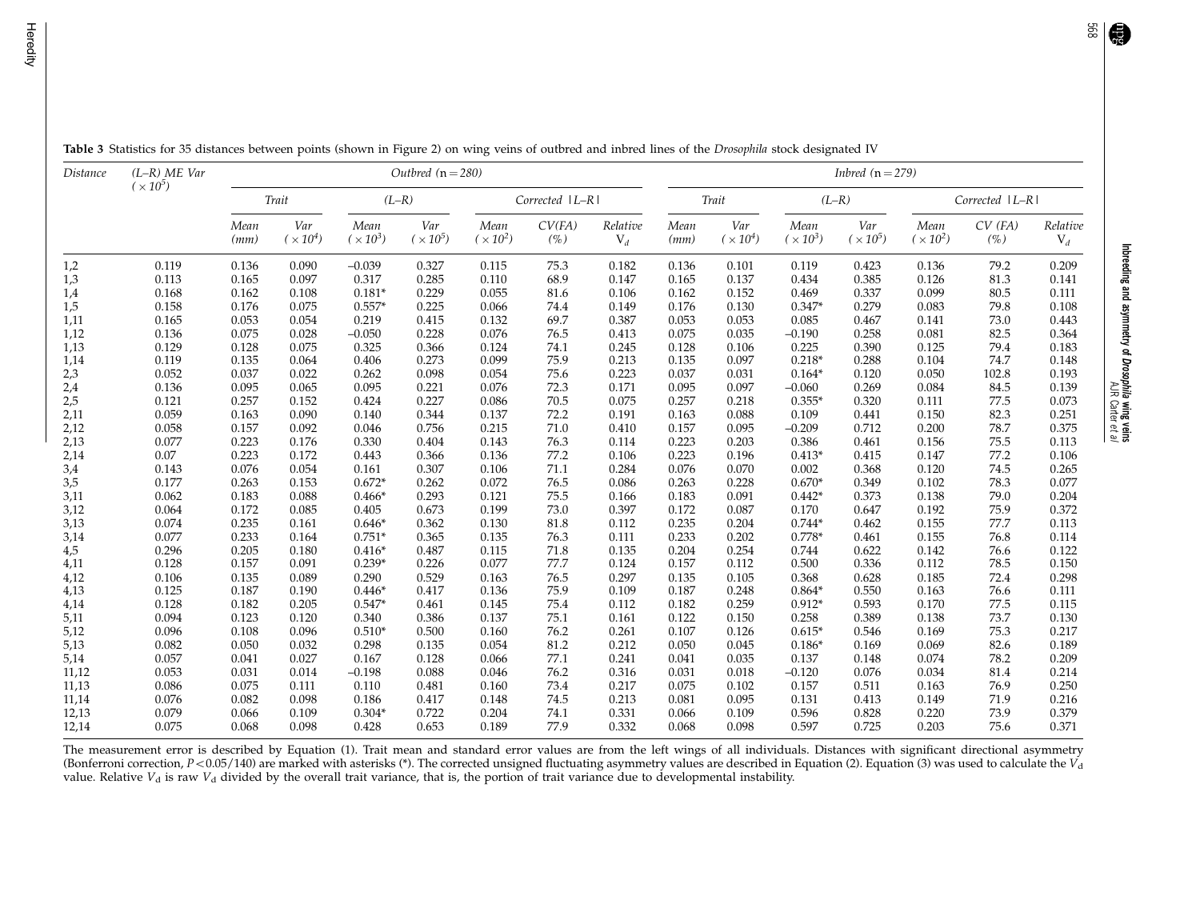**Table 3** Statistics for 35 distances between points (shown in Figure 2) on wing veins of outbred and inbred lines of the *Drosophila* stock designated IV

| Distance | (L–R) ME Var ($\times 10^5$) | Outbred (n = 280) | | | | | | | Inbred (n = 279) | | | | | | |
|---|---|---|---|---|---|---|---|---|---|---|---|---|---|---|---|
| | | Trait | | (L–R) | | Corrected \|L–R\| | | | Trait | | (L–R) | | Corrected \|L–R\| | | |
| | | Mean (mm) | Var ($\times 10^4$) | Mean ($\times 10^3$) | Var ($\times 10^5$) | Mean ($\times 10^2$) | CV(FA) (%) | Relative $V_d$ | Mean (mm) | Var ($\times 10^4$) | Mean ($\times 10^3$) | Var ($\times 10^5$) | Mean ($\times 10^2$) | CV (FA) (%) | Relative $V_d$ |
| 1,2 | 0.119 | 0.136 | 0.090 | −0.039 | 0.327 | 0.115 | 75.3 | 0.182 | 0.136 | 0.101 | 0.119 | 0.423 | 0.136 | 79.2 | 0.209 |
| 1,3 | 0.113 | 0.165 | 0.097 | 0.317 | 0.285 | 0.110 | 68.9 | 0.147 | 0.165 | 0.137 | 0.434 | 0.385 | 0.126 | 81.3 | 0.141 |
| 1,4 | 0.168 | 0.162 | 0.108 | 0.181* | 0.229 | 0.055 | 81.6 | 0.106 | 0.162 | 0.152 | 0.469 | 0.337 | 0.099 | 80.5 | 0.111 |
| 1,5 | 0.158 | 0.176 | 0.075 | 0.557* | 0.225 | 0.066 | 74.4 | 0.149 | 0.176 | 0.130 | 0.347* | 0.279 | 0.083 | 79.8 | 0.108 |
| 1,11 | 0.165 | 0.053 | 0.054 | 0.219 | 0.415 | 0.132 | 69.7 | 0.387 | 0.053 | 0.053 | 0.085 | 0.467 | 0.141 | 73.0 | 0.443 |
| 1,12 | 0.136 | 0.075 | 0.028 | −0.050 | 0.228 | 0.076 | 76.5 | 0.413 | 0.075 | 0.035 | −0.190 | 0.258 | 0.081 | 82.5 | 0.364 |
| 1,13 | 0.129 | 0.128 | 0.075 | 0.325 | 0.366 | 0.124 | 74.1 | 0.245 | 0.128 | 0.106 | 0.225 | 0.390 | 0.125 | 79.4 | 0.183 |
| 1,14 | 0.119 | 0.135 | 0.064 | 0.406 | 0.273 | 0.099 | 75.9 | 0.213 | 0.135 | 0.097 | 0.218* | 0.288 | 0.104 | 74.7 | 0.148 |
| 2,3 | 0.052 | 0.037 | 0.022 | 0.262 | 0.098 | 0.054 | 75.6 | 0.223 | 0.037 | 0.031 | 0.164* | 0.120 | 0.050 | 102.8 | 0.193 |
| 2,4 | 0.136 | 0.095 | 0.065 | 0.095 | 0.221 | 0.076 | 72.3 | 0.171 | 0.095 | 0.097 | −0.060 | 0.269 | 0.084 | 84.5 | 0.139 |
| 2,5 | 0.121 | 0.257 | 0.152 | 0.424 | 0.227 | 0.086 | 70.5 | 0.075 | 0.257 | 0.218 | 0.355* | 0.320 | 0.111 | 77.5 | 0.073 |
| 2,11 | 0.059 | 0.163 | 0.090 | 0.140 | 0.344 | 0.137 | 72.2 | 0.191 | 0.163 | 0.088 | 0.109 | 0.441 | 0.150 | 82.3 | 0.251 |
| 2,12 | 0.058 | 0.157 | 0.092 | 0.046 | 0.756 | 0.215 | 71.0 | 0.410 | 0.157 | 0.095 | −0.209 | 0.712 | 0.200 | 78.7 | 0.375 |
| 2,13 | 0.077 | 0.223 | 0.176 | 0.330 | 0.404 | 0.143 | 76.3 | 0.114 | 0.223 | 0.203 | 0.386 | 0.461 | 0.156 | 75.5 | 0.113 |
| 2,14 | 0.07 | 0.223 | 0.172 | 0.443 | 0.366 | 0.136 | 77.2 | 0.106 | 0.223 | 0.196 | 0.413* | 0.415 | 0.147 | 77.2 | 0.106 |
| 3,4 | 0.143 | 0.076 | 0.054 | 0.161 | 0.307 | 0.106 | 71.1 | 0.284 | 0.076 | 0.070 | 0.002 | 0.368 | 0.120 | 74.5 | 0.265 |
| 3,5 | 0.177 | 0.263 | 0.153 | 0.672* | 0.262 | 0.072 | 76.5 | 0.086 | 0.263 | 0.228 | 0.670* | 0.349 | 0.102 | 78.3 | 0.077 |
| 3,11 | 0.062 | 0.183 | 0.088 | 0.466* | 0.293 | 0.121 | 75.5 | 0.166 | 0.183 | 0.091 | 0.442* | 0.373 | 0.138 | 79.0 | 0.204 |
| 3,12 | 0.064 | 0.172 | 0.085 | 0.405 | 0.673 | 0.199 | 73.0 | 0.397 | 0.172 | 0.087 | 0.170 | 0.647 | 0.192 | 75.9 | 0.372 |
| 3,13 | 0.074 | 0.235 | 0.161 | 0.646* | 0.362 | 0.130 | 81.8 | 0.112 | 0.235 | 0.204 | 0.744* | 0.462 | 0.155 | 77.7 | 0.113 |
| 3,14 | 0.077 | 0.233 | 0.164 | 0.751* | 0.365 | 0.135 | 76.3 | 0.111 | 0.233 | 0.202 | 0.778* | 0.461 | 0.155 | 76.8 | 0.114 |
| 4,5 | 0.296 | 0.205 | 0.180 | 0.416* | 0.487 | 0.115 | 71.8 | 0.135 | 0.204 | 0.254 | 0.744 | 0.622 | 0.142 | 76.6 | 0.122 |
| 4,11 | 0.128 | 0.157 | 0.091 | 0.239* | 0.226 | 0.077 | 77.7 | 0.124 | 0.157 | 0.112 | 0.500 | 0.336 | 0.112 | 78.5 | 0.150 |
| 4,12 | 0.106 | 0.135 | 0.089 | 0.290 | 0.529 | 0.163 | 76.5 | 0.297 | 0.135 | 0.105 | 0.368 | 0.628 | 0.185 | 72.4 | 0.298 |
| 4,13 | 0.125 | 0.187 | 0.190 | 0.446* | 0.417 | 0.136 | 75.9 | 0.109 | 0.187 | 0.248 | 0.864* | 0.550 | 0.163 | 76.6 | 0.111 |
| 4,14 | 0.128 | 0.182 | 0.205 | 0.547* | 0.461 | 0.145 | 75.4 | 0.112 | 0.182 | 0.259 | 0.912* | 0.593 | 0.170 | 77.5 | 0.115 |
| 5,11 | 0.094 | 0.123 | 0.120 | 0.340 | 0.386 | 0.137 | 75.1 | 0.161 | 0.122 | 0.150 | 0.258 | 0.389 | 0.138 | 73.7 | 0.130 |
| 5,12 | 0.096 | 0.108 | 0.096 | 0.510* | 0.500 | 0.160 | 76.2 | 0.261 | 0.107 | 0.126 | 0.615* | 0.546 | 0.169 | 75.3 | 0.217 |
| 5,13 | 0.082 | 0.050 | 0.032 | 0.298 | 0.135 | 0.054 | 81.2 | 0.212 | 0.050 | 0.045 | 0.186* | 0.169 | 0.069 | 82.6 | 0.189 |
| 5,14 | 0.057 | 0.041 | 0.027 | 0.167 | 0.128 | 0.066 | 77.1 | 0.241 | 0.041 | 0.035 | 0.137 | 0.148 | 0.074 | 78.2 | 0.209 |
| 11,12 | 0.053 | 0.031 | 0.014 | −0.198 | 0.088 | 0.046 | 76.2 | 0.316 | 0.031 | 0.018 | −0.120 | 0.076 | 0.034 | 81.4 | 0.214 |
| 11,13 | 0.086 | 0.075 | 0.111 | 0.110 | 0.481 | 0.160 | 73.4 | 0.217 | 0.075 | 0.102 | 0.157 | 0.511 | 0.163 | 76.9 | 0.250 |
| 11,14 | 0.076 | 0.082 | 0.098 | 0.186 | 0.417 | 0.148 | 74.5 | 0.213 | 0.081 | 0.095 | 0.131 | 0.413 | 0.149 | 71.9 | 0.216 |
| 12,13 | 0.079 | 0.066 | 0.109 | 0.304* | 0.722 | 0.204 | 74.1 | 0.331 | 0.066 | 0.109 | 0.596 | 0.828 | 0.220 | 73.9 | 0.379 |
| 12,14 | 0.075 | 0.068 | 0.098 | 0.428 | 0.653 | 0.189 | 77.9 | 0.332 | 0.068 | 0.098 | 0.597 | 0.725 | 0.203 | 75.6 | 0.371 |

The measurement error is described by Equation (1). Trait mean and standard error values are from the left wings of all individuals. Distances with significant directional asymmetry (Bonferroni correction, $P<0.05/140$) are marked with asterisks (*). The corrected unsigned fluctuating asymmetry values are described in Equation (2). Equation (3) was used to calculate the $V_d$ value. Relative $V_d$ is raw $V_d$ divided by the overall trait variance, that is, the portion of trait variance due to developmental instability.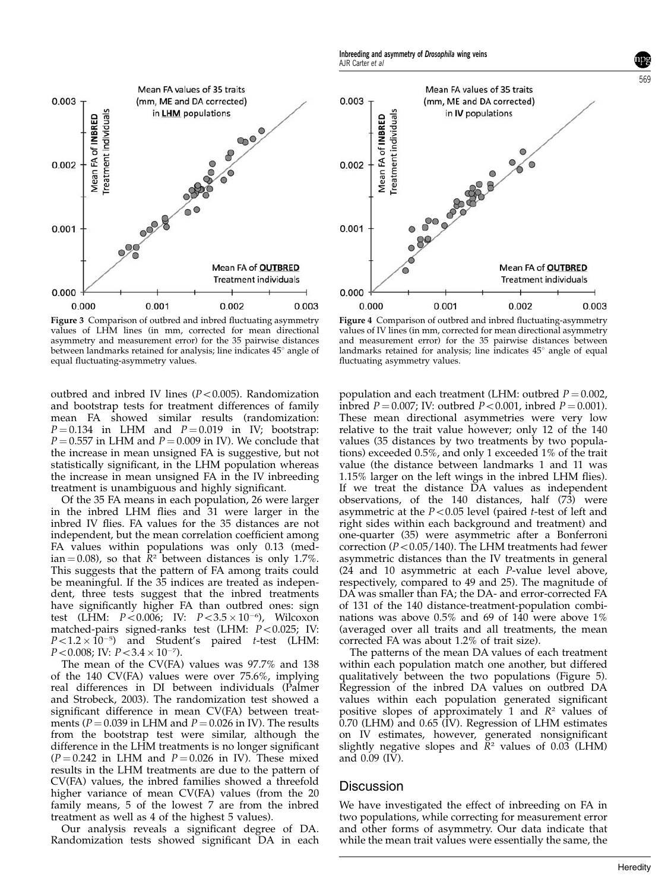Figure 3 Comparison of outbred and inbred fluctuating asymmetry values of LHM lines (in mm, corrected for mean directional asymmetry and measurement error) for the 35 pairwise distances between landmarks retained for analysis; line indicates 45° angle of equal fluctuating-asymmetry values.

Figure 4 Comparison of outbred and inbred fluctuating-asymmetry values of IV lines (in mm, corrected for mean directional asymmetry and measurement error) for the 35 pairwise distances between landmarks retained for analysis; line indicates 45° angle of equal fluctuating asymmetry values.

outbred and inbred IV lines ($P<0.005$). Randomization and bootstrap tests for treatment differences of family mean FA showed similar results (randomization: $P=0.134$ in LHM and $P=0.019$ in IV; bootstrap: $P=0.557$ in LHM and $P=0.009$ in IV). We conclude that the increase in mean unsigned FA is suggestive, but not statistically significant, in the LHM population whereas the increase in mean unsigned FA in the IV inbreeding treatment is unambiguous and highly significant.

Of the 35 FA means in each population, 26 were larger in the inbred LHM flies and 31 were larger in the inbred IV flies. FA values for the 35 distances are not independent, but the mean correlation coefficient among FA values within populations was only 0.13 (median = 0.08), so that $R^2$ between distances is only 1.7%. This suggests that the pattern of FA among traits could be meaningful. If the 35 indices are treated as independent, three tests suggest that the inbred treatments have significantly higher FA than outbred ones: sign test (LHM: $P<0.006$; IV: $P<3.5\times10^{-6}$), Wilcoxon matched-pairs signed-ranks test (LHM: $P<0.025$; IV: $P<1.2\times10^{-5}$) and Student's paired $t$-test (LHM: $P<0.008$; IV: $P<3.4\times10^{-7}$).

The mean of the CV(FA) values was 97.7% and 138 of the 140 CV(FA) values were over 75.6%, implying real differences in DI between individuals (Palmer and Strobeck, 2003). The randomization test showed a significant difference in mean CV(FA) between treatments ($P=0.039$ in LHM and $P=0.026$ in IV). The results from the bootstrap test were similar, although the difference in the LHM treatments is no longer significant ($P=0.242$ in LHM and $P=0.026$ in IV). These mixed results in the LHM treatments are due to the pattern of CV(FA) values, the inbred families showed a threefold higher variance of mean CV(FA) values (from the 20 family means, 5 of the lowest 7 are from the inbred treatment as well as 4 of the highest 5 values).

Our analysis reveals a significant degree of DA. Randomization tests showed significant DA in each population and each treatment (LHM: outbred $P=0.002$, inbred $P=0.007$; IV: outbred $P<0.001$, inbred $P=0.001$). These mean directional asymmetries were very low relative to the trait value however; only 12 of the 140 values (35 distances by two treatments by two populations) exceeded 0.5%, and only 1 exceeded 1% of the trait value (the distance between landmarks 1 and 11 was 1.15% larger on the left wings in the inbred LHM flies). If we treat the distance DA values as independent observations, of the 140 distances, half (73) were asymmetric at the $P<0.05$ level (paired $t$-test of left and right sides within each background and treatment) and one-quarter (35) were asymmetric after a Bonferroni correction ($P<0.05/140$). The LHM treatments had fewer asymmetric distances than the IV treatments in general (24 and 10 asymmetric at each $P$-value level above, respectively, compared to 49 and 25). The magnitude of DA was smaller than FA; the DA- and error-corrected FA of 131 of the 140 distance-treatment-population combinations was above 0.5% and 69 of 140 were above 1% (averaged over all traits and all treatments, the mean corrected FA was about 1.2% of trait size).

The patterns of the mean DA values of each treatment within each population match one another, but differed qualitatively between the two populations (Figure 5). Regression of the inbred DA values on outbred DA values within each population generated significant positive slopes of approximately 1 and $R^2$ values of 0.70 (LHM) and 0.65 (IV). Regression of LHM estimates on IV estimates, however, generated nonsignificant slightly negative slopes and $R^2$ values of 0.03 (LHM) and 0.09 (IV).

## Discussion

We have investigated the effect of inbreeding on FA in two populations, while correcting for measurement error and other forms of asymmetry. Our data indicate that while the mean trait values were essentially the same, the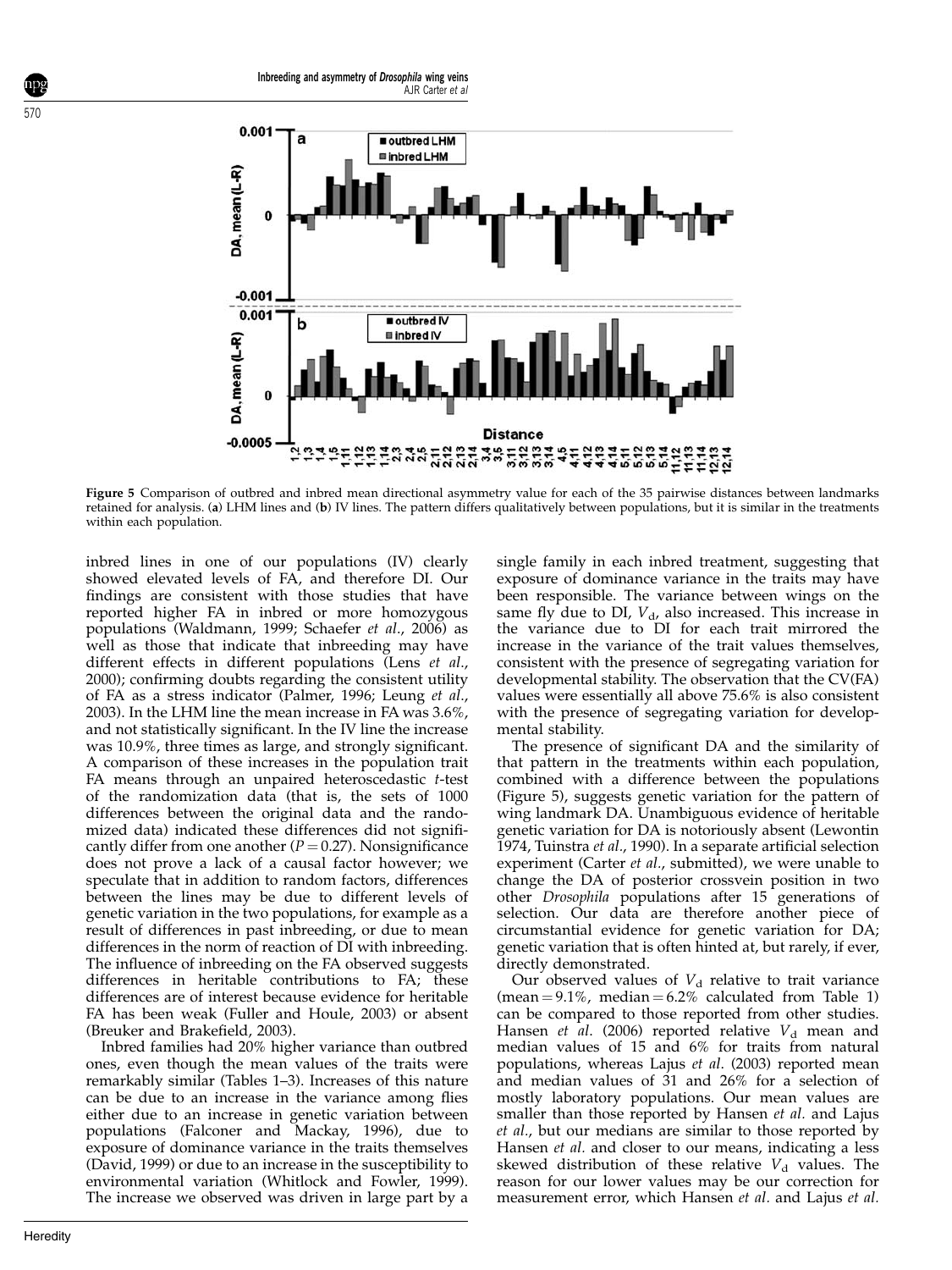**Figure 5** Comparison of outbred and inbred mean directional asymmetry value for each of the 35 pairwise distances between landmarks retained for analysis. (**a**) LHM lines and (**b**) IV lines. The pattern differs qualitatively between populations, but it is similar in the treatments within each population.

inbred lines in one of our populations (IV) clearly showed elevated levels of FA, and therefore DI. Our findings are consistent with those studies that have reported higher FA in inbred or more homozygous populations (Waldmann, 1999; Schaefer *et al*., 2006) as well as those that indicate that inbreeding may have different effects in different populations (Lens *et al*., 2000); confirming doubts regarding the consistent utility of FA as a stress indicator (Palmer, 1996; Leung *et al*., 2003). In the LHM line the mean increase in FA was 3.6%, and not statistically significant. In the IV line the increase was 10.9%, three times as large, and strongly significant. A comparison of these increases in the population trait FA means through an unpaired heteroscedastic *t*-test of the randomization data (that is, the sets of 1000 differences between the original data and the randomized data) indicated these differences did not significantly differ from one another ($P = 0.27$). Nonsignificance does not prove a lack of a causal factor however; we speculate that in addition to random factors, differences between the lines may be due to different levels of genetic variation in the two populations, for example as a result of differences in past inbreeding, or due to mean differences in the norm of reaction of DI with inbreeding. The influence of inbreeding on the FA observed suggests differences in heritable contributions to FA; these differences are of interest because evidence for heritable FA has been weak (Fuller and Houle, 2003) or absent (Breuker and Brakefield, 2003).

Inbred families had 20% higher variance than outbred ones, even though the mean values of the traits were remarkably similar (Tables 1–3). Increases of this nature can be due to an increase in the variance among flies either due to an increase in genetic variation between populations (Falconer and Mackay, 1996), due to exposure of dominance variance in the traits themselves (David, 1999) or due to an increase in the susceptibility to environmental variation (Whitlock and Fowler, 1999). The increase we observed was driven in large part by a single family in each inbred treatment, suggesting that exposure of dominance variance in the traits may have been responsible. The variance between wings on the same fly due to DI, $V_d$, also increased. This increase in the variance due to DI for each trait mirrored the increase in the variance of the trait values themselves, consistent with the presence of segregating variation for developmental stability. The observation that the CV(FA) values were essentially all above 75.6% is also consistent with the presence of segregating variation for developmental stability.

The presence of significant DA and the similarity of that pattern in the treatments within each population, combined with a difference between the populations (Figure 5), suggests genetic variation for the pattern of wing landmark DA. Unambiguous evidence of heritable genetic variation for DA is notoriously absent (Lewontin 1974, Tuinstra *et al*., 1990). In a separate artificial selection experiment (Carter *et al*., submitted), we were unable to change the DA of posterior crossvein position in two other *Drosophila* populations after 15 generations of selection. Our data are therefore another piece of circumstantial evidence for genetic variation for DA; genetic variation that is often hinted at, but rarely, if ever, directly demonstrated.

Our observed values of $V_d$ relative to trait variance (mean = 9.1%, median = 6.2% calculated from Table 1) can be compared to those reported from other studies. Hansen *et al*. (2006) reported relative $V_d$ mean and median values of 15 and 6% for traits from natural populations, whereas Lajus *et al*. (2003) reported mean and median values of 31 and 26% for a selection of mostly laboratory populations. Our mean values are smaller than those reported by Hansen *et al*. and Lajus *et al*., but our medians are similar to those reported by Hansen *et al*. and closer to our means, indicating a less skewed distribution of these relative $V_d$ values. The reason for our lower values may be our correction for measurement error, which Hansen *et al*. and Lajus *et al*.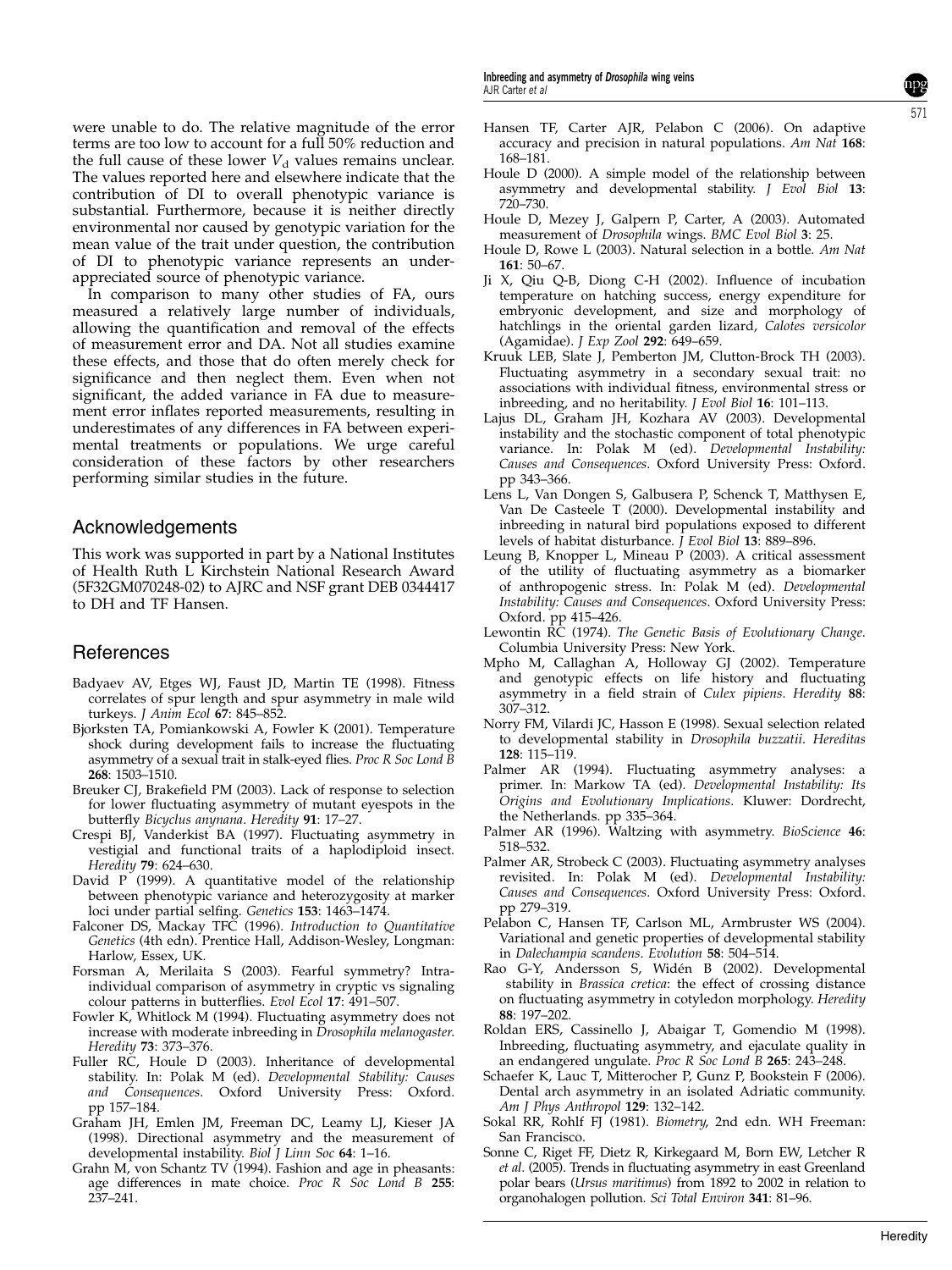were unable to do. The relative magnitude of the error terms are too low to account for a full 50% reduction and the full cause of these lower $V_d$ values remains unclear. The values reported here and elsewhere indicate that the contribution of DI to overall phenotypic variance is substantial. Furthermore, because it is neither directly environmental nor caused by genotypic variation for the mean value of the trait under question, the contribution of DI to phenotypic variance represents an under-appreciated source of phenotypic variance.

In comparison to many other studies of FA, ours measured a relatively large number of individuals, allowing the quantification and removal of the effects of measurement error and DA. Not all studies examine these effects, and those that do often merely check for significance and then neglect them. Even when not significant, the added variance in FA due to measurement error inflates reported measurements, resulting in underestimates of any differences in FA between experimental treatments or populations. We urge careful consideration of these factors by other researchers performing similar studies in the future.

## Acknowledgements

This work was supported in part by a National Institutes of Health Ruth L Kirchstein National Research Award (5F32GM070248-02) to AJRC and NSF grant DEB 0344417 to DH and TF Hansen.

## References

Badyaev AV, Etges WJ, Faust JD, Martin TE (1998). Fitness correlates of spur length and spur asymmetry in male wild turkeys. *J Anim Ecol* **67**: 845–852.

Bjorksten TA, Pomiankowski A, Fowler K (2001). Temperature shock during development fails to increase the fluctuating asymmetry of a sexual trait in stalk-eyed flies. *Proc R Soc Lond B* **268**: 1503–1510.

Breuker CJ, Brakefield PM (2003). Lack of response to selection for lower fluctuating asymmetry of mutant eyespots in the butterfly *Bicyclus anynana*. *Heredity* **91**: 17–27.

Crespi BJ, Vanderkist BA (1997). Fluctuating asymmetry in vestigial and functional traits of a haplodiploid insect. *Heredity* **79**: 624–630.

David P (1999). A quantitative model of the relationship between phenotypic variance and heterozygosity at marker loci under partial selfing. *Genetics* **153**: 1463–1474.

Falconer DS, Mackay TFC (1996). *Introduction to Quantitative Genetics* (4th edn). Prentice Hall, Addison-Wesley, Longman: Harlow, Essex, UK.

Forsman A, Merilaita S (2003). Fearful symmetry? Intra-individual comparison of asymmetry in cryptic vs signaling colour patterns in butterflies. *Evol Ecol* **17**: 491–507.

Fowler K, Whitlock M (1994). Fluctuating asymmetry does not increase with moderate inbreeding in *Drosophila melanogaster*. *Heredity* **73**: 373–376.

Fuller RC, Houle D (2003). Inheritance of developmental stability. In: Polak M (ed). *Developmental Stability: Causes and Consequences*. Oxford University Press: Oxford. pp 157–184.

Graham JH, Emlen JM, Freeman DC, Leamy LJ, Kieser JA (1998). Directional asymmetry and the measurement of developmental instability. *Biol J Linn Soc* **64**: 1–16.

Grahn M, von Schantz TV (1994). Fashion and age in pheasants: age differences in mate choice. *Proc R Soc Lond B* **255**: 237–241.

Hansen TF, Carter AJR, Pelabon C (2006). On adaptive accuracy and precision in natural populations. *Am Nat* **168**: 168–181.

Houle D (2000). A simple model of the relationship between asymmetry and developmental stability. *J Evol Biol* **13**: 720–730.

Houle D, Mezey J, Galpern P, Carter, A (2003). Automated measurement of *Drosophila* wings. *BMC Evol Biol* **3**: 25.

Houle D, Rowe L (2003). Natural selection in a bottle. *Am Nat* **161**: 50–67.

Ji X, Qiu Q-B, Diong C-H (2002). Influence of incubation temperature on hatching success, energy expenditure for embryonic development, and size and morphology of hatchlings in the oriental garden lizard, *Calotes versicolor* (Agamidae). *J Exp Zool* **292**: 649–659.

Kruuk LEB, Slate J, Pemberton JM, Clutton-Brock TH (2003). Fluctuating asymmetry in a secondary sexual trait: no associations with individual fitness, environmental stress or inbreeding, and no heritability. *J Evol Biol* **16**: 101–113.

Lajus DL, Graham JH, Kozhara AV (2003). Developmental instability and the stochastic component of total phenotypic variance. In: Polak M (ed). *Developmental Instability: Causes and Consequences*. Oxford University Press: Oxford. pp 343–366.

Lens L, Van Dongen S, Galbusera P, Schenck T, Matthysen E, Van De Casteele T (2000). Developmental instability and inbreeding in natural bird populations exposed to different levels of habitat disturbance. *J Evol Biol* **13**: 889–896.

Leung B, Knopper L, Mineau P (2003). A critical assessment of the utility of fluctuating asymmetry as a biomarker of anthropogenic stress. In: Polak M (ed). *Developmental Instability: Causes and Consequences*. Oxford University Press: Oxford. pp 415–426.

Lewontin RC (1974). *The Genetic Basis of Evolutionary Change*. Columbia University Press: New York.

Mpho M, Callaghan A, Holloway GJ (2002). Temperature and genotypic effects on life history and fluctuating asymmetry in a field strain of *Culex pipiens*. *Heredity* **88**: 307–312.

Norry FM, Vilardi JC, Hasson E (1998). Sexual selection related to developmental stability in *Drosophila buzzatii*. *Hereditas* **128**: 115–119.

Palmer AR (1994). Fluctuating asymmetry analyses: a primer. In: Markow TA (ed). *Developmental Instability: Its Origins and Evolutionary Implications*. Kluwer: Dordrecht, the Netherlands. pp 335–364.

Palmer AR (1996). Waltzing with asymmetry. *BioScience* **46**: 518–532.

Palmer AR, Strobeck C (2003). Fluctuating asymmetry analyses revisited. In: Polak M (ed). *Developmental Instability: Causes and Consequences*. Oxford University Press: Oxford. pp 279–319.

Pelabon C, Hansen TF, Carlson ML, Armbruster WS (2004). Variational and genetic properties of developmental stability in *Dalechampia scandens*. *Evolution* **58**: 504–514.

Rao G-Y, Andersson S, Widén B (2002). Developmental stability in *Brassica cretica*: the effect of crossing distance on fluctuating asymmetry in cotyledon morphology. *Heredity* **88**: 197–202.

Roldan ERS, Cassinello J, Abaigar T, Gomendio M (1998). Inbreeding, fluctuating asymmetry, and ejaculate quality in an endangered ungulate. *Proc R Soc Lond B* **265**: 243–248.

Schaefer K, Lauc T, Mitterocher P, Gunz P, Bookstein F (2006). Dental arch asymmetry in an isolated Adriatic community. *Am J Phys Anthropol* **129**: 132–142.

Sokal RR, Rohlf FJ (1981). *Biometry*, 2nd edn. WH Freeman: San Francisco.

Sonne C, Riget FF, Dietz R, Kirkegaard M, Born EW, Letcher R *et al.* (2005). Trends in fluctuating asymmetry in east Greenland polar bears (*Ursus maritimus*) from 1892 to 2002 in relation to organohalogen pollution. *Sci Total Environ* **341**: 81–96.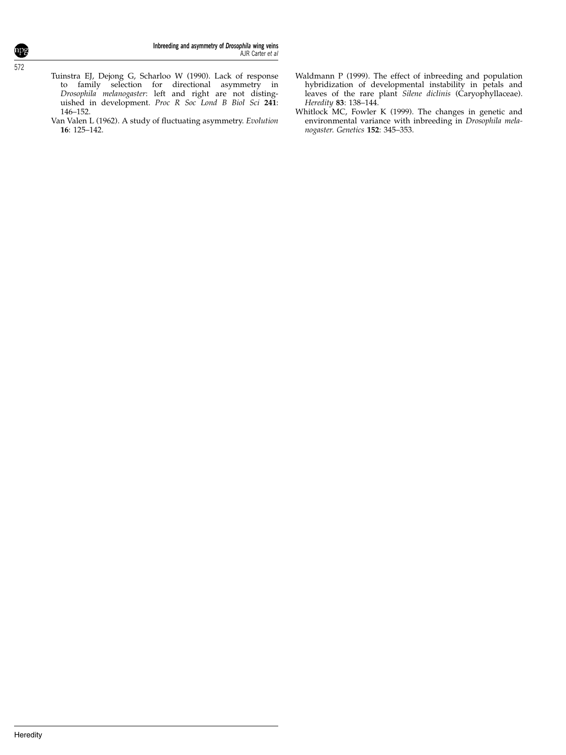Tuinstra EJ, Dejong G, Scharloo W (1990). Lack of response to family selection for directional asymmetry in *Drosophila melanogaster*: left and right are not distinguished in development. *Proc R Soc Lond B Biol Sci* **241**: 146–152.

Van Valen L (1962). A study of fluctuating asymmetry. *Evolution* **16**: 125–142.

Waldmann P (1999). The effect of inbreeding and population hybridization of developmental instability in petals and leaves of the rare plant *Silene diclinis* (Caryophyllaceae). *Heredity* **83**: 138–144.

Whitlock MC, Fowler K (1999). The changes in genetic and environmental variance with inbreeding in *Drosophila melanogaster*. *Genetics* **152**: 345–353.